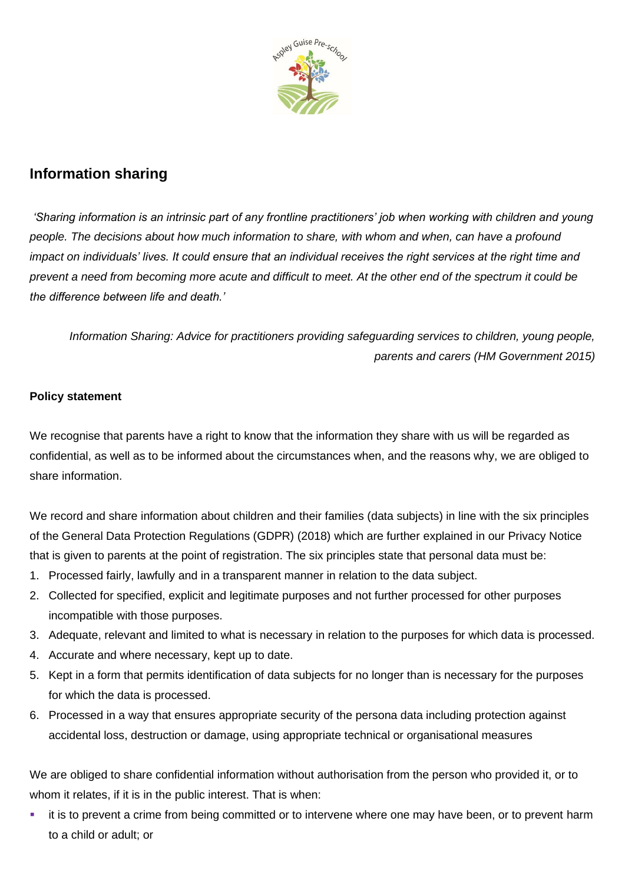## Information sharing

*'Sharing information is an intrinsic part of any frontline practitioners' job when working with children and young people. The decisions about how much information to share, with whom and when, can have a profound impact on individuals' lives. It could ensure that an individual receives the right services at the right time and prevent a need from becoming more acute and difficult to meet. At the other end of the spectrum it could be the difference between life and death.'*

*Information Sharing: Advice for practitioners providing safeguarding services to children, young people, parents and carers (HM Government 2015)*

**Policy statement**

We recognise that parents have a right to know that the information they share with us will be regarded as confidential, as well as to be informed about the circumstances when, and the reasons why, we are obliged to share information.

We record and share information about children and their families (data subjects) in line with the six principles of the General Data Protection Regulations (GDPR) (2018) which are further explained in our Privacy Notice that is given to parents at the point of registration. The six principles state that personal data must be:

1. Processed fairly, lawfully and in a transparent manner in relation to the data subject.
2. Collected for specified, explicit and legitimate purposes and not further processed for other purposes incompatible with those purposes.
3. Adequate, relevant and limited to what is necessary in relation to the purposes for which data is processed.
4. Accurate and where necessary, kept up to date.
5. Kept in a form that permits identification of data subjects for no longer than is necessary for the purposes for which the data is processed.
6. Processed in a way that ensures appropriate security of the persona data including protection against accidental loss, destruction or damage, using appropriate technical or organisational measures

We are obliged to share confidential information without authorisation from the person who provided it, or to whom it relates, if it is in the public interest. That is when:

- it is to prevent a crime from being committed or to intervene where one may have been, or to prevent harm to a child or adult; or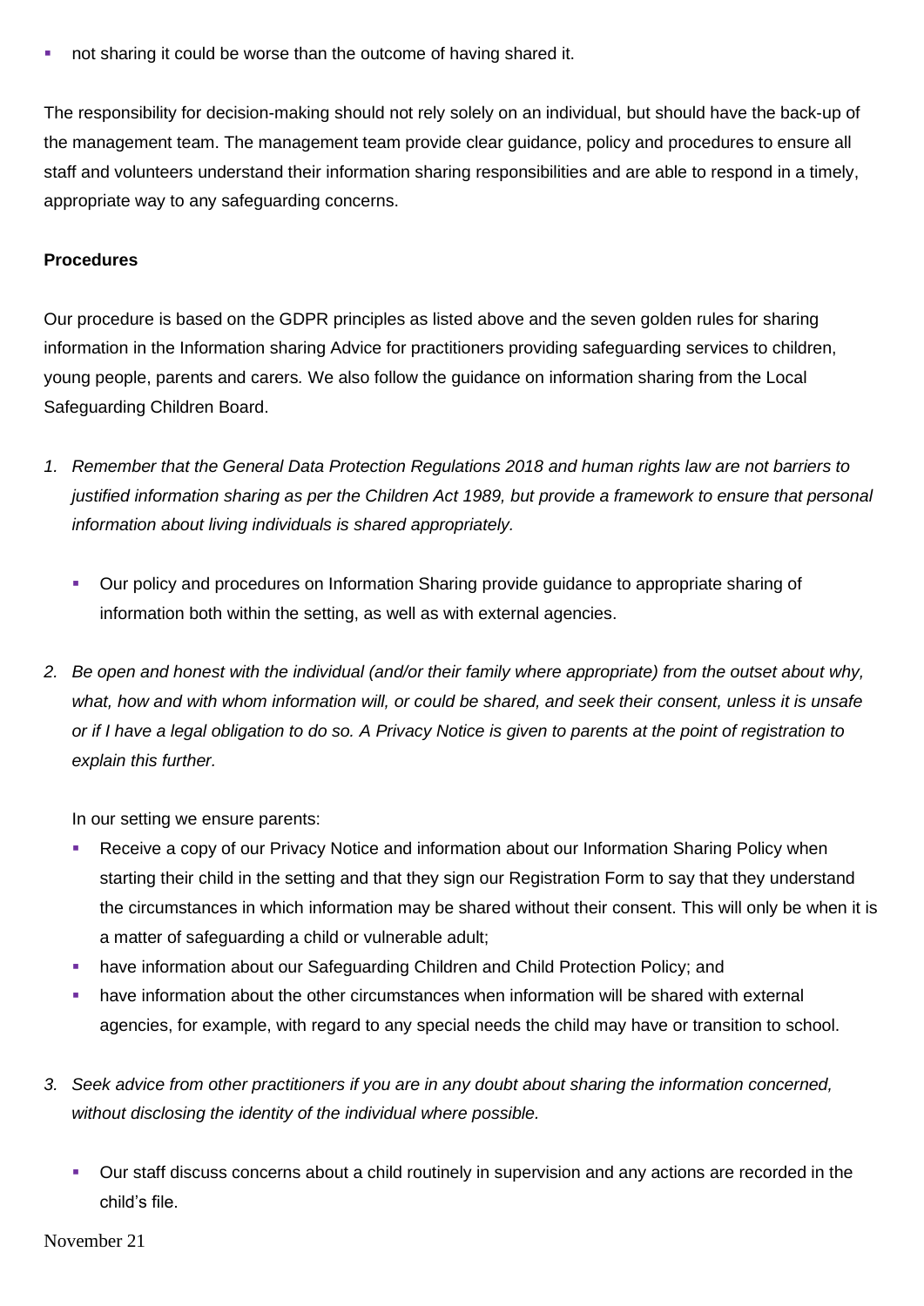- not sharing it could be worse than the outcome of having shared it.

The responsibility for decision-making should not rely solely on an individual, but should have the back-up of the management team. The management team provide clear guidance, policy and procedures to ensure all staff and volunteers understand their information sharing responsibilities and are able to respond in a timely, appropriate way to any safeguarding concerns.

**Procedures**

Our procedure is based on the GDPR principles as listed above and the seven golden rules for sharing information in the Information sharing Advice for practitioners providing safeguarding services to children, young people, parents and carers. We also follow the guidance on information sharing from the Local Safeguarding Children Board.

1. *Remember that the General Data Protection Regulations 2018 and human rights law are not barriers to justified information sharing as per the Children Act 1989, but provide a framework to ensure that personal information about living individuals is shared appropriately.*

   - Our policy and procedures on Information Sharing provide guidance to appropriate sharing of information both within the setting, as well as with external agencies.

2. *Be open and honest with the individual (and/or their family where appropriate) from the outset about why, what, how and with whom information will, or could be shared, and seek their consent, unless it is unsafe or if I have a legal obligation to do so. A Privacy Notice is given to parents at the point of registration to explain this further.*

   In our setting we ensure parents:

   - Receive a copy of our Privacy Notice and information about our Information Sharing Policy when starting their child in the setting and that they sign our Registration Form to say that they understand the circumstances in which information may be shared without their consent. This will only be when it is a matter of safeguarding a child or vulnerable adult;
   - have information about our Safeguarding Children and Child Protection Policy; and
   - have information about the other circumstances when information will be shared with external agencies, for example, with regard to any special needs the child may have or transition to school.

3. *Seek advice from other practitioners if you are in any doubt about sharing the information concerned, without disclosing the identity of the individual where possible.*

   - Our staff discuss concerns about a child routinely in supervision and any actions are recorded in the child's file.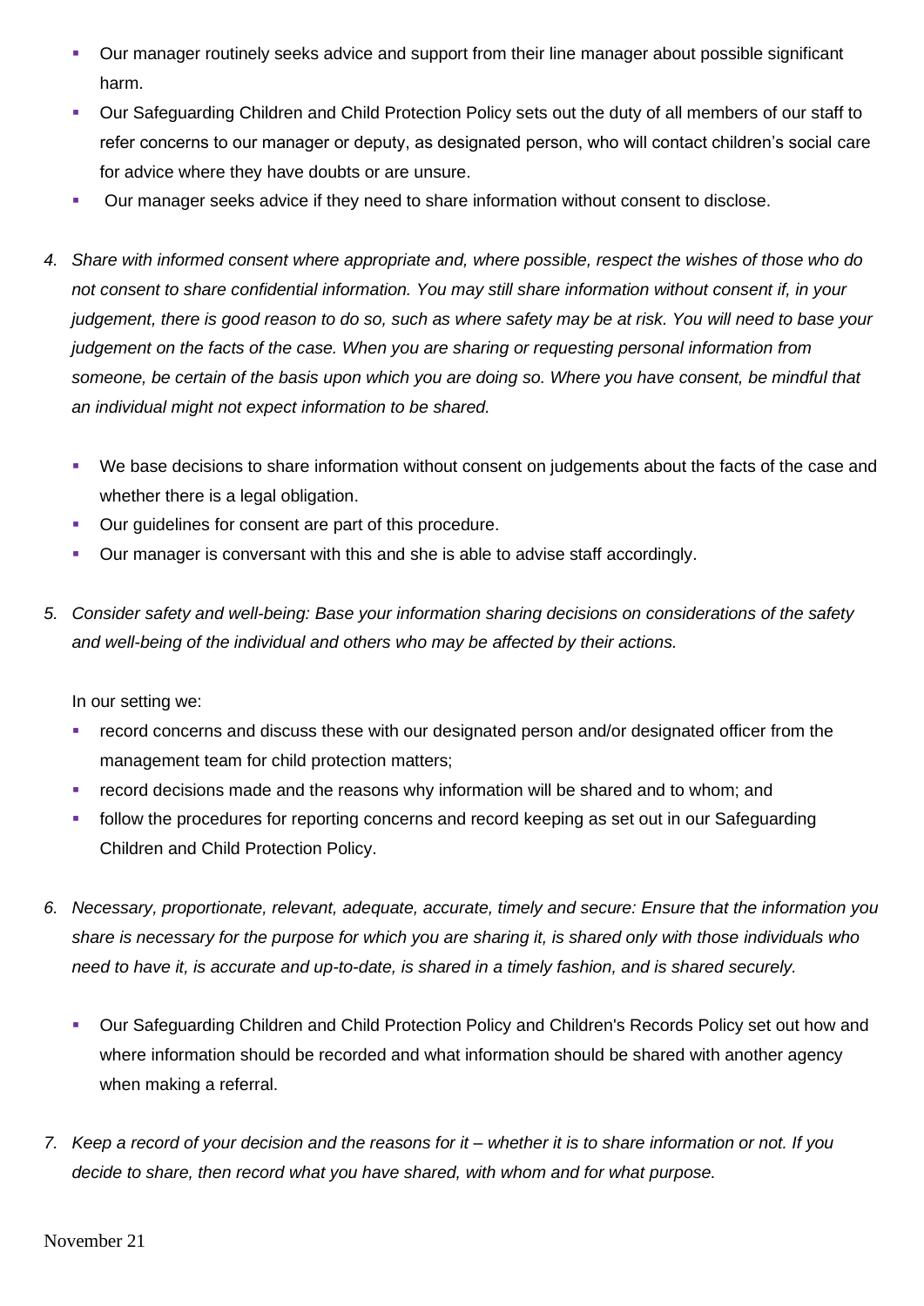- Our manager routinely seeks advice and support from their line manager about possible significant harm.
- Our Safeguarding Children and Child Protection Policy sets out the duty of all members of our staff to refer concerns to our manager or deputy, as designated person, who will contact children's social care for advice where they have doubts or are unsure.
- Our manager seeks advice if they need to share information without consent to disclose.

4. *Share with informed consent where appropriate and, where possible, respect the wishes of those who do not consent to share confidential information. You may still share information without consent if, in your judgement, there is good reason to do so, such as where safety may be at risk. You will need to base your judgement on the facts of the case. When you are sharing or requesting personal information from someone, be certain of the basis upon which you are doing so. Where you have consent, be mindful that an individual might not expect information to be shared.*

   - We base decisions to share information without consent on judgements about the facts of the case and whether there is a legal obligation.
   - Our guidelines for consent are part of this procedure.
   - Our manager is conversant with this and she is able to advise staff accordingly.

5. *Consider safety and well-being: Base your information sharing decisions on considerations of the safety and well-being of the individual and others who may be affected by their actions.*

   In our setting we:

   - record concerns and discuss these with our designated person and/or designated officer from the management team for child protection matters;
   - record decisions made and the reasons why information will be shared and to whom; and
   - follow the procedures for reporting concerns and record keeping as set out in our Safeguarding Children and Child Protection Policy.

6. *Necessary, proportionate, relevant, adequate, accurate, timely and secure: Ensure that the information you share is necessary for the purpose for which you are sharing it, is shared only with those individuals who need to have it, is accurate and up-to-date, is shared in a timely fashion, and is shared securely.*

   - Our Safeguarding Children and Child Protection Policy and Children's Records Policy set out how and where information should be recorded and what information should be shared with another agency when making a referral.

7. *Keep a record of your decision and the reasons for it – whether it is to share information or not. If you decide to share, then record what you have shared, with whom and for what purpose.*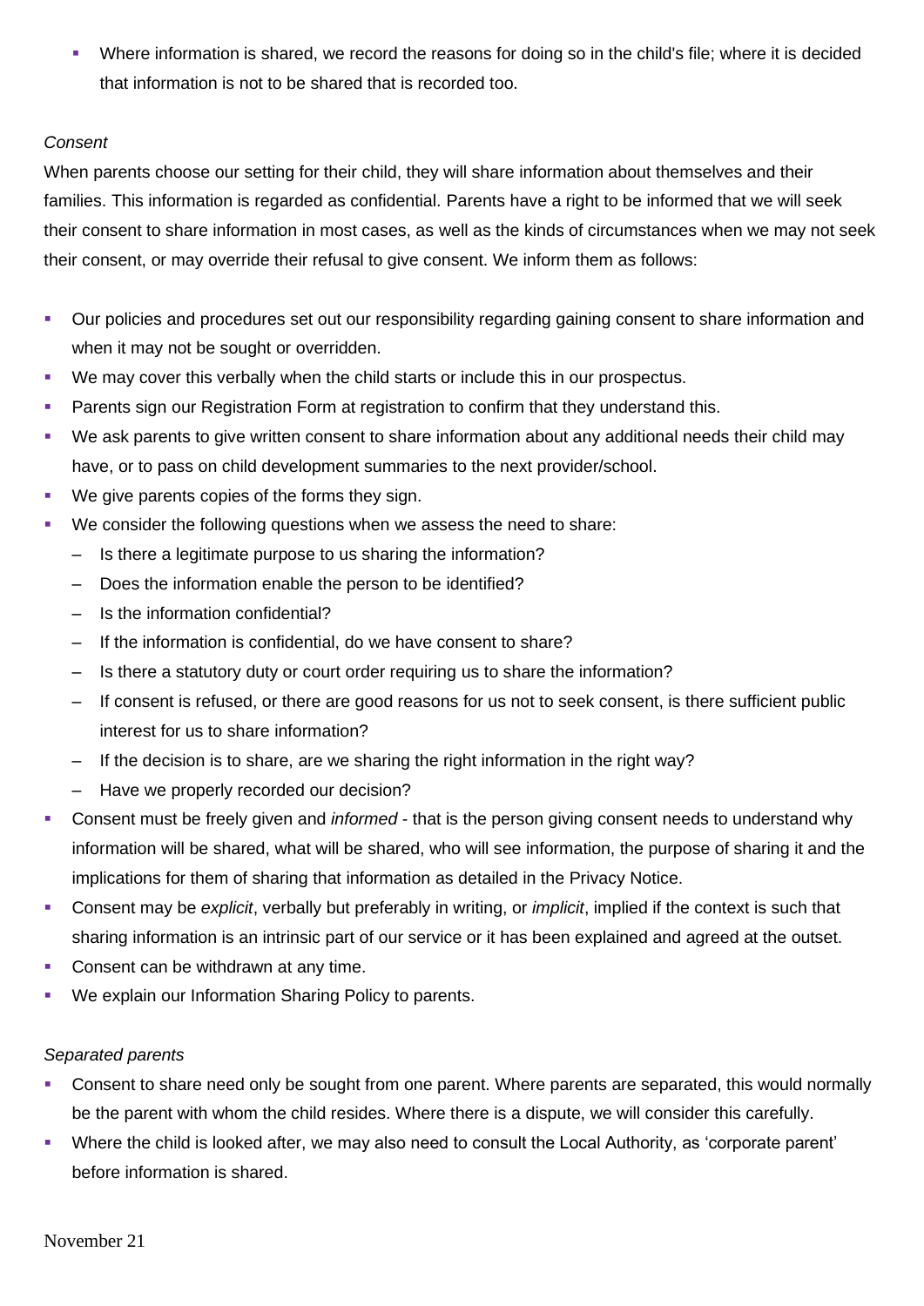- Where information is shared, we record the reasons for doing so in the child's file; where it is decided that information is not to be shared that is recorded too.

*Consent*

When parents choose our setting for their child, they will share information about themselves and their families. This information is regarded as confidential. Parents have a right to be informed that we will seek their consent to share information in most cases, as well as the kinds of circumstances when we may not seek their consent, or may override their refusal to give consent. We inform them as follows:

- Our policies and procedures set out our responsibility regarding gaining consent to share information and when it may not be sought or overridden.
- We may cover this verbally when the child starts or include this in our prospectus.
- Parents sign our Registration Form at registration to confirm that they understand this.
- We ask parents to give written consent to share information about any additional needs their child may have, or to pass on child development summaries to the next provider/school.
- We give parents copies of the forms they sign.
- We consider the following questions when we assess the need to share:
  - Is there a legitimate purpose to us sharing the information?
  - Does the information enable the person to be identified?
  - Is the information confidential?
  - If the information is confidential, do we have consent to share?
  - Is there a statutory duty or court order requiring us to share the information?
  - If consent is refused, or there are good reasons for us not to seek consent, is there sufficient public interest for us to share information?
  - If the decision is to share, are we sharing the right information in the right way?
  - Have we properly recorded our decision?
- Consent must be freely given and *informed* - that is the person giving consent needs to understand why information will be shared, what will be shared, who will see information, the purpose of sharing it and the implications for them of sharing that information as detailed in the Privacy Notice.
- Consent may be *explicit*, verbally but preferably in writing, or *implicit*, implied if the context is such that sharing information is an intrinsic part of our service or it has been explained and agreed at the outset.
- Consent can be withdrawn at any time.
- We explain our Information Sharing Policy to parents.

*Separated parents*

- Consent to share need only be sought from one parent. Where parents are separated, this would normally be the parent with whom the child resides. Where there is a dispute, we will consider this carefully.
- Where the child is looked after, we may also need to consult the Local Authority, as 'corporate parent' before information is shared.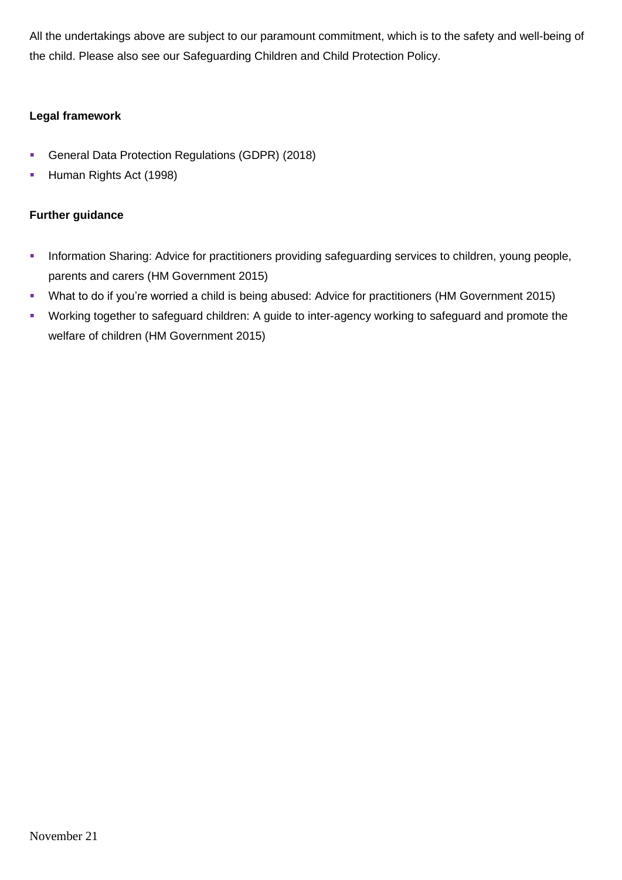All the undertakings above are subject to our paramount commitment, which is to the safety and well-being of the child. Please also see our Safeguarding Children and Child Protection Policy.

**Legal framework**

- General Data Protection Regulations (GDPR) (2018)
- Human Rights Act (1998)

**Further guidance**

- Information Sharing: Advice for practitioners providing safeguarding services to children, young people, parents and carers (HM Government 2015)
- What to do if you're worried a child is being abused: Advice for practitioners (HM Government 2015)
- Working together to safeguard children: A guide to inter-agency working to safeguard and promote the welfare of children (HM Government 2015)